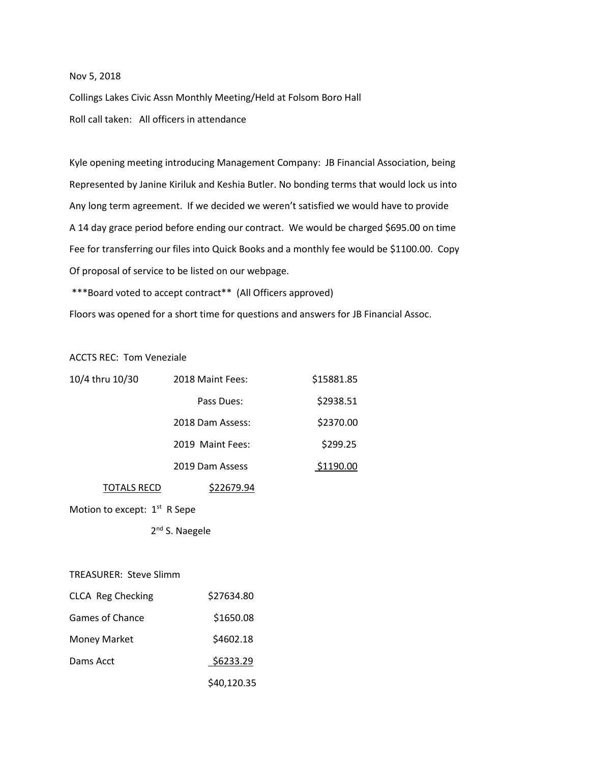Nov 5, 2018

Collings Lakes Civic Assn Monthly Meeting/Held at Folsom Boro Hall

Roll call taken: All officers in attendance

Kyle opening meeting introducing Management Company: JB Financial Association, being Represented by Janine Kiriluk and Keshia Butler. No bonding terms that would lock us into Any long term agreement. If we decided we weren't satisfied we would have to provide A 14 day grace period before ending our contract. We would be charged $695.00 on time Fee for transferring our files into Quick Books and a monthly fee would be $1100.00. Copy Of proposal of service to be listed on our webpage.

***Board voted to accept contract** (All Officers approved)

Floors was opened for a short time for questions and answers for JB Financial Assoc.

ACCTS REC: Tom Veneziale

| 10/4 thru 10/30 | 2018 Maint Fees: | $15881.85 |
|---|---|---|
| | Pass Dues: | $2938.51 |
| | 2018 Dam Assess: | $2370.00 |
| | 2019 Maint Fees: | $299.25 |
| | 2019 Dam Assess | $1190.00 |
| TOTALS RECD | $22679.94 | |

Motion to except: 1st R Sepe

2nd S. Naegele

TREASURER: Steve Slimm

| | |
|---|---|
| CLCA Reg Checking | $27634.80 |
| Games of Chance | $1650.08 |
| Money Market | $4602.18 |
| Dams Acct | $6233.29 |
| | $40,120.35 |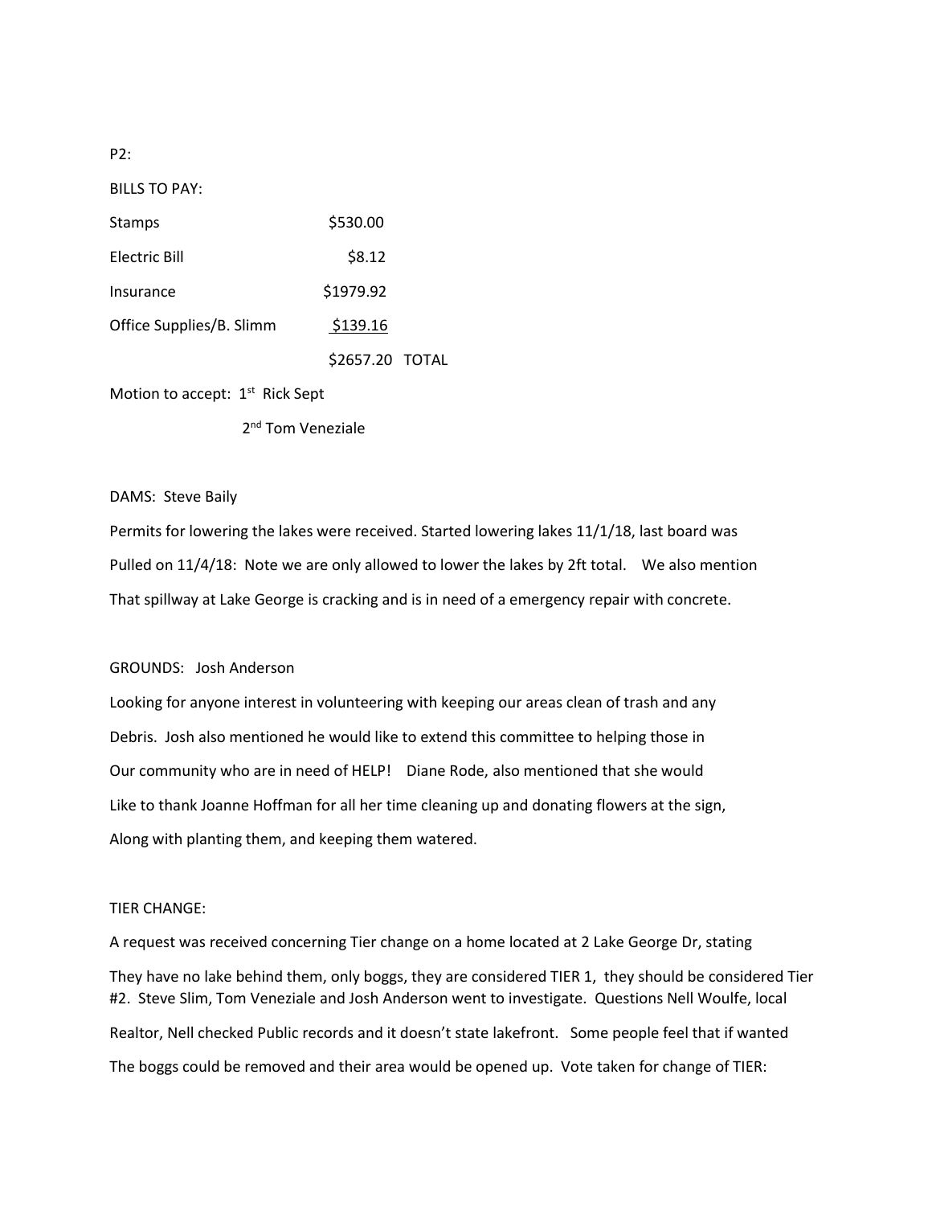P2:

BILLS TO PAY:

| | | |
|---|---|---|
| Stamps | $530.00 | |
| Electric Bill | $8.12 | |
| Insurance | $1979.92 | |
| Office Supplies/B. Slimm | $139.16 | |
| | $2657.20 | TOTAL |

Motion to accept: 1st Rick Sept

2nd Tom Veneziale

DAMS: Steve Baily

Permits for lowering the lakes were received. Started lowering lakes 11/1/18, last board was Pulled on 11/4/18: Note we are only allowed to lower the lakes by 2ft total. We also mention That spillway at Lake George is cracking and is in need of a emergency repair with concrete.

GROUNDS: Josh Anderson

Looking for anyone interest in volunteering with keeping our areas clean of trash and any Debris. Josh also mentioned he would like to extend this committee to helping those in Our community who are in need of HELP! Diane Rode, also mentioned that she would Like to thank Joanne Hoffman for all her time cleaning up and donating flowers at the sign, Along with planting them, and keeping them watered.

TIER CHANGE:

A request was received concerning Tier change on a home located at 2 Lake George Dr, stating They have no lake behind them, only boggs, they are considered TIER 1, they should be considered Tier #2. Steve Slim, Tom Veneziale and Josh Anderson went to investigate. Questions Nell Woulfe, local Realtor, Nell checked Public records and it doesn't state lakefront. Some people feel that if wanted The boggs could be removed and their area would be opened up. Vote taken for change of TIER: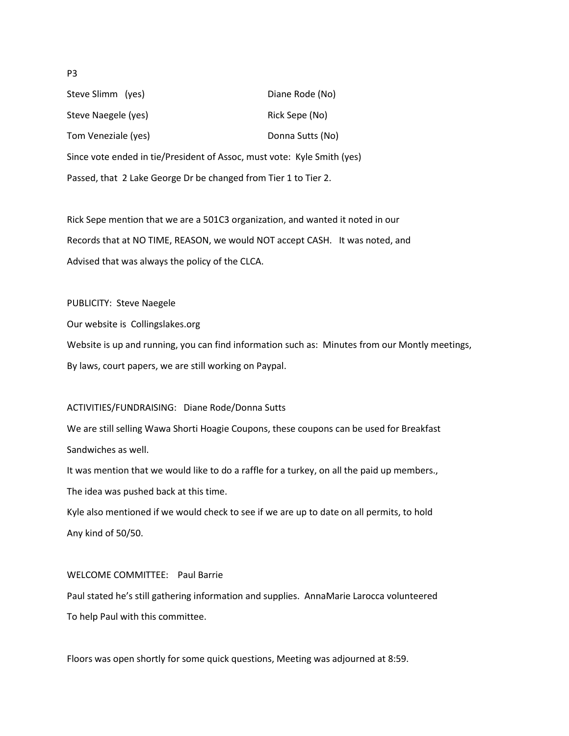P3

| | |
|---|---|
| Steve Slimm (yes) | Diane Rode (No) |
| Steve Naegele (yes) | Rick Sepe (No) |
| Tom Veneziale (yes) | Donna Sutts (No) |

Since vote ended in tie/President of Assoc, must vote: Kyle Smith (yes)

Passed, that 2 Lake George Dr be changed from Tier 1 to Tier 2.

Rick Sepe mention that we are a 501C3 organization, and wanted it noted in our Records that at NO TIME, REASON, we would NOT accept CASH. It was noted, and Advised that was always the policy of the CLCA.

PUBLICITY: Steve Naegele

Our website is Collingslakes.org

Website is up and running, you can find information such as: Minutes from our Montly meetings, By laws, court papers, we are still working on Paypal.

ACTIVITIES/FUNDRAISING: Diane Rode/Donna Sutts

We are still selling Wawa Shorti Hoagie Coupons, these coupons can be used for Breakfast Sandwiches as well.

It was mention that we would like to do a raffle for a turkey, on all the paid up members., The idea was pushed back at this time.

Kyle also mentioned if we would check to see if we are up to date on all permits, to hold Any kind of 50/50.

WELCOME COMMITTEE: Paul Barrie

Paul stated he's still gathering information and supplies. AnnaMarie Larocca volunteered To help Paul with this committee.

Floors was open shortly for some quick questions, Meeting was adjourned at 8:59.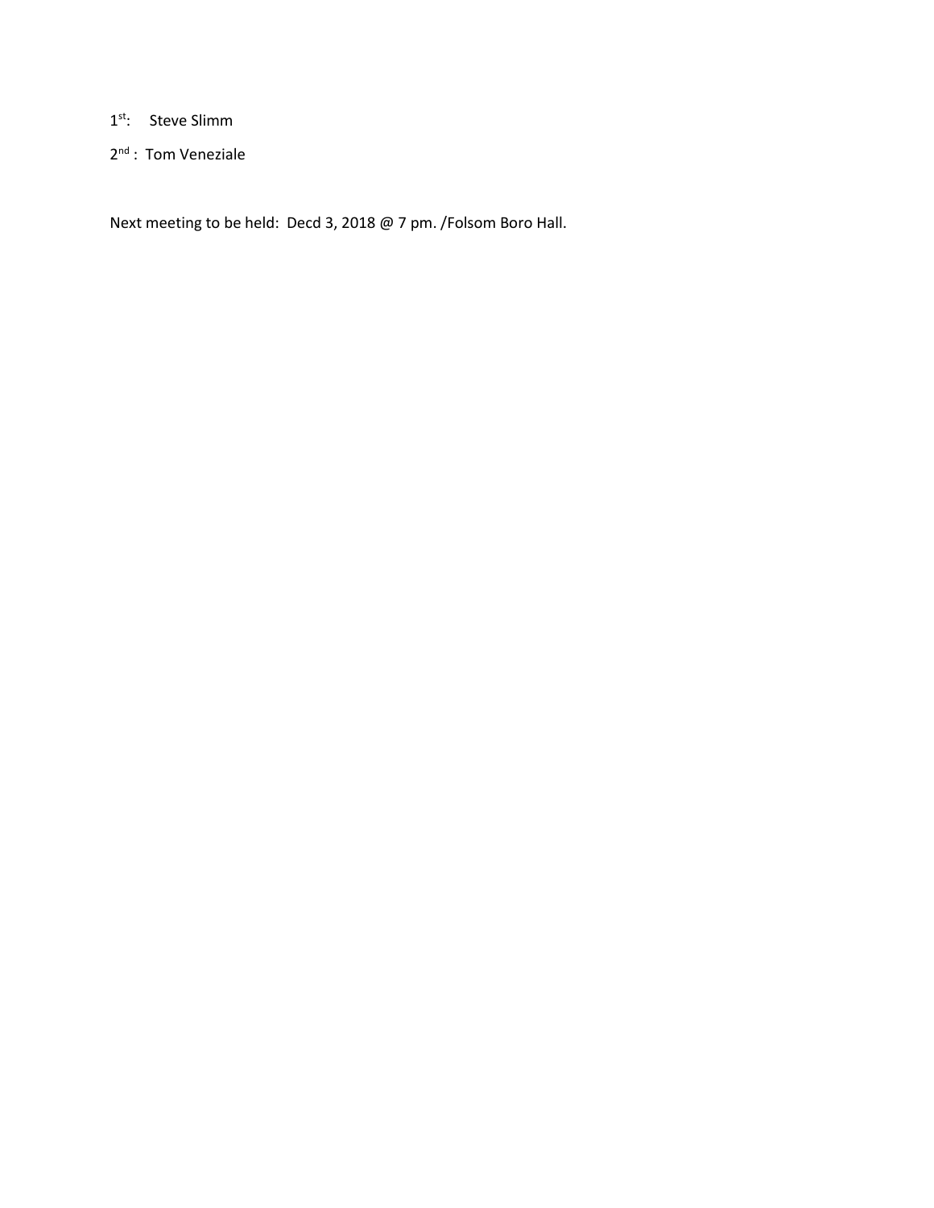1st: Steve Slimm

2nd : Tom Veneziale

Next meeting to be held: Decd 3, 2018 @ 7 pm. /Folsom Boro Hall.